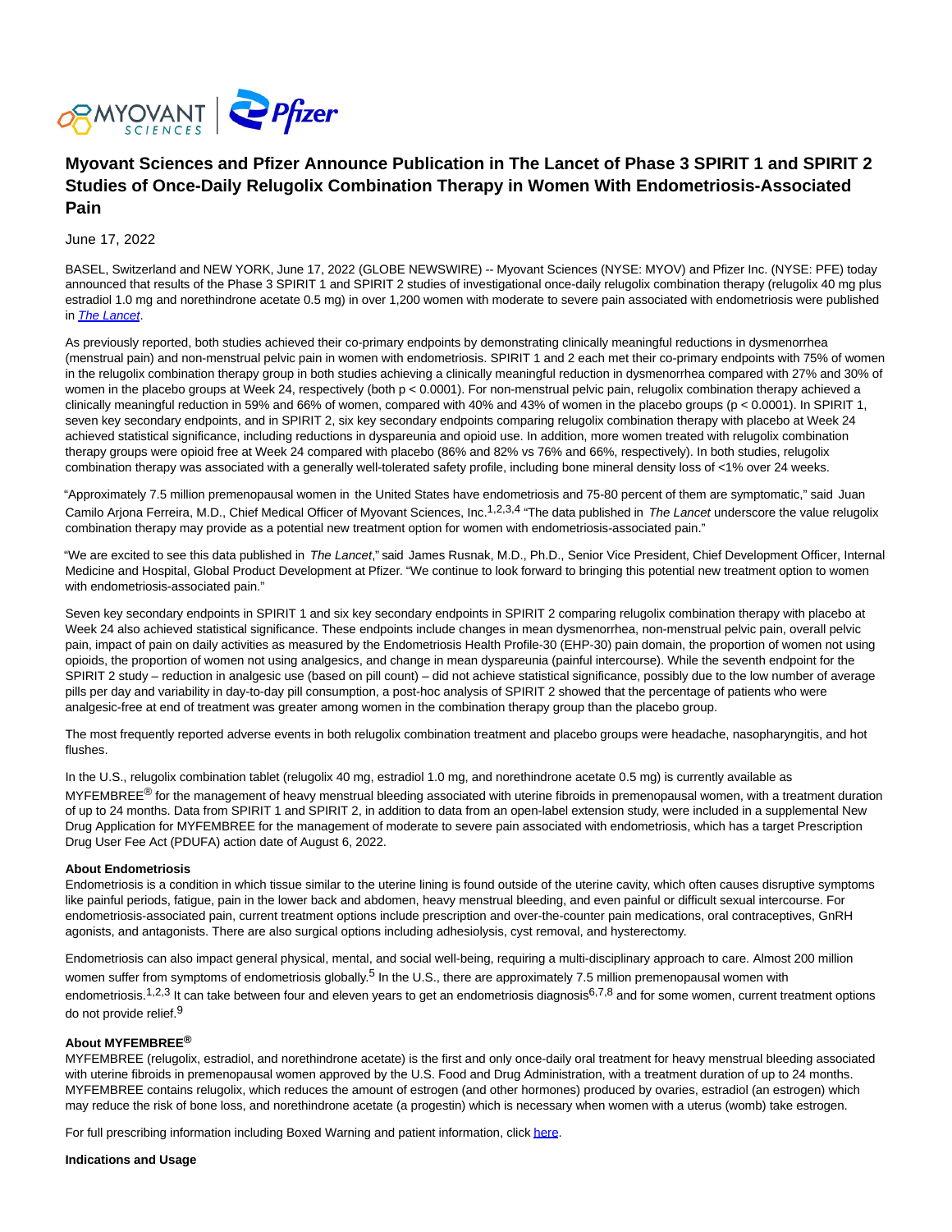# Myovant Sciences and Pfizer Announce Publication in The Lancet of Phase 3 SPIRIT 1 and SPIRIT 2 Studies of Once-Daily Relugolix Combination Therapy in Women With Endometriosis-Associated Pain

June 17, 2022

BASEL, Switzerland and NEW YORK, June 17, 2022 (GLOBE NEWSWIRE) -- Myovant Sciences (NYSE: MYOV) and Pfizer Inc. (NYSE: PFE) today announced that results of the Phase 3 SPIRIT 1 and SPIRIT 2 studies of investigational once-daily relugolix combination therapy (relugolix 40 mg plus estradiol 1.0 mg and norethindrone acetate 0.5 mg) in over 1,200 women with moderate to severe pain associated with endometriosis were published in *The Lancet*.

As previously reported, both studies achieved their co-primary endpoints by demonstrating clinically meaningful reductions in dysmenorrhea (menstrual pain) and non-menstrual pelvic pain in women with endometriosis. SPIRIT 1 and 2 each met their co-primary endpoints with 75% of women in the relugolix combination therapy group in both studies achieving a clinically meaningful reduction in dysmenorrhea compared with 27% and 30% of women in the placebo groups at Week 24, respectively (both $p < 0.0001$). For non-menstrual pelvic pain, relugolix combination therapy achieved a clinically meaningful reduction in 59% and 66% of women, compared with 40% and 43% of women in the placebo groups ($p < 0.0001$). In SPIRIT 1, seven key secondary endpoints, and in SPIRIT 2, six key secondary endpoints comparing relugolix combination therapy with placebo at Week 24 achieved statistical significance, including reductions in dyspareunia and opioid use. In addition, more women treated with relugolix combination therapy groups were opioid free at Week 24 compared with placebo (86% and 82% vs 76% and 66%, respectively). In both studies, relugolix combination therapy was associated with a generally well-tolerated safety profile, including bone mineral density loss of <1% over 24 weeks.

"Approximately 7.5 million premenopausal women in the United States have endometriosis and 75-80 percent of them are symptomatic," said Juan Camilo Arjona Ferreira, M.D., Chief Medical Officer of Myovant Sciences, Inc.[1,2,3,4] "The data published in *The Lancet* underscore the value relugolix combination therapy may provide as a potential new treatment option for women with endometriosis-associated pain."

"We are excited to see this data published in *The Lancet*," said James Rusnak, M.D., Ph.D., Senior Vice President, Chief Development Officer, Internal Medicine and Hospital, Global Product Development at Pfizer. "We continue to look forward to bringing this potential new treatment option to women with endometriosis-associated pain."

Seven key secondary endpoints in SPIRIT 1 and six key secondary endpoints in SPIRIT 2 comparing relugolix combination therapy with placebo at Week 24 also achieved statistical significance. These endpoints include changes in mean dysmenorrhea, non-menstrual pelvic pain, overall pelvic pain, impact of pain on daily activities as measured by the Endometriosis Health Profile-30 (EHP-30) pain domain, the proportion of women not using opioids, the proportion of women not using analgesics, and change in mean dyspareunia (painful intercourse). While the seventh endpoint for the SPIRIT 2 study – reduction in analgesic use (based on pill count) – did not achieve statistical significance, possibly due to the low number of average pills per day and variability in day-to-day pill consumption, a post-hoc analysis of SPIRIT 2 showed that the percentage of patients who were analgesic-free at end of treatment was greater among women in the combination therapy group than the placebo group.

The most frequently reported adverse events in both relugolix combination treatment and placebo groups were headache, nasopharyngitis, and hot flushes.

In the U.S., relugolix combination tablet (relugolix 40 mg, estradiol 1.0 mg, and norethindrone acetate 0.5 mg) is currently available as MYFEMBREE® for the management of heavy menstrual bleeding associated with uterine fibroids in premenopausal women, with a treatment duration of up to 24 months. Data from SPIRIT 1 and SPIRIT 2, in addition to data from an open-label extension study, were included in a supplemental New Drug Application for MYFEMBREE for the management of moderate to severe pain associated with endometriosis, which has a target Prescription Drug User Fee Act (PDUFA) action date of August 6, 2022.

**About Endometriosis**
Endometriosis is a condition in which tissue similar to the uterine lining is found outside of the uterine cavity, which often causes disruptive symptoms like painful periods, fatigue, pain in the lower back and abdomen, heavy menstrual bleeding, and even painful or difficult sexual intercourse. For endometriosis-associated pain, current treatment options include prescription and over-the-counter pain medications, oral contraceptives, GnRH agonists, and antagonists. There are also surgical options including adhesiolysis, cyst removal, and hysterectomy.

Endometriosis can also impact general physical, mental, and social well-being, requiring a multi-disciplinary approach to care. Almost 200 million women suffer from symptoms of endometriosis globally.[5] In the U.S., there are approximately 7.5 million premenopausal women with endometriosis.[1,2,3] It can take between four and eleven years to get an endometriosis diagnosis[6,7,8] and for some women, current treatment options do not provide relief.[9]

**About MYFEMBREE®**
MYFEMBREE (relugolix, estradiol, and norethindrone acetate) is the first and only once-daily oral treatment for heavy menstrual bleeding associated with uterine fibroids in premenopausal women approved by the U.S. Food and Drug Administration, with a treatment duration of up to 24 months. MYFEMBREE contains relugolix, which reduces the amount of estrogen (and other hormones) produced by ovaries, estradiol (an estrogen) which may reduce the risk of bone loss, and norethindrone acetate (a progestin) which is necessary when women with a uterus (womb) take estrogen.

For full prescribing information including Boxed Warning and patient information, click here.

**Indications and Usage**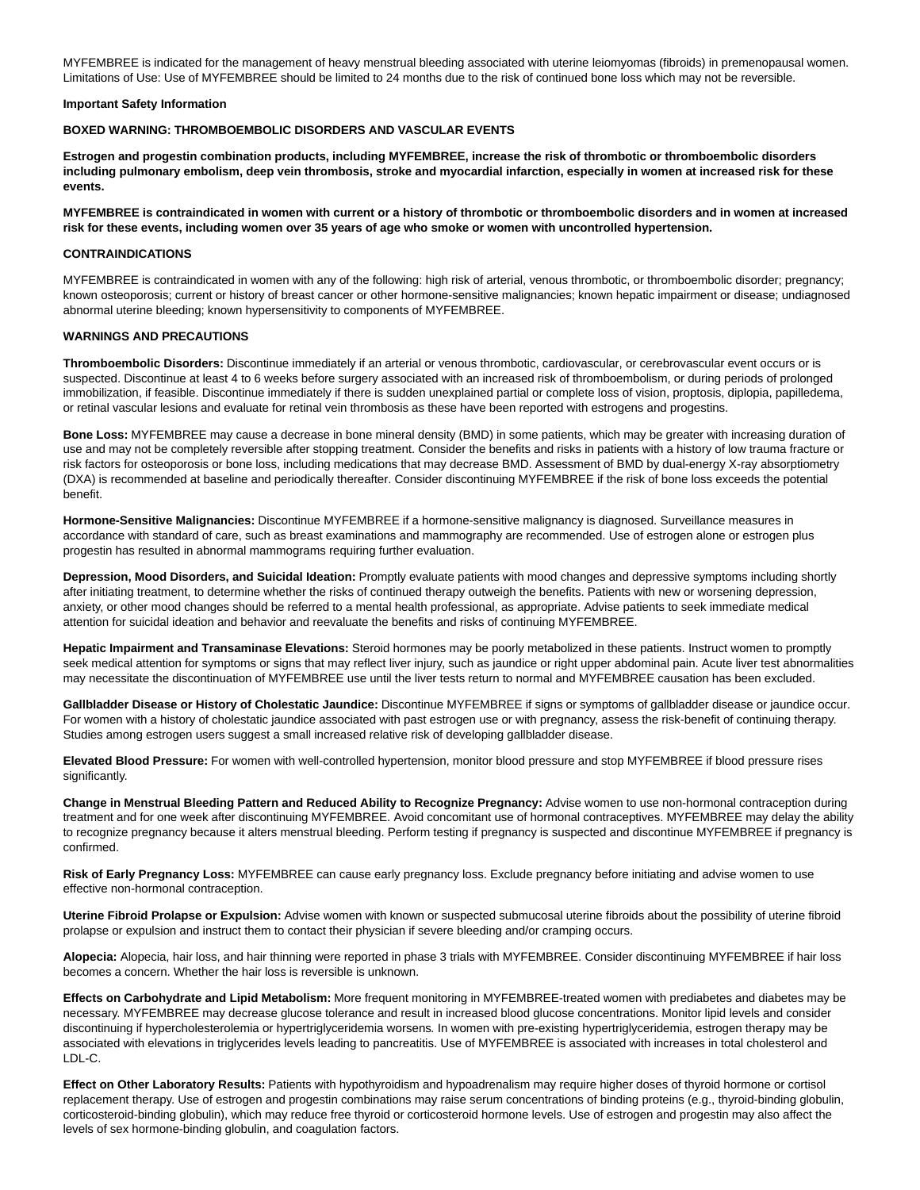MYFEMBREE is indicated for the management of heavy menstrual bleeding associated with uterine leiomyomas (fibroids) in premenopausal women. Limitations of Use: Use of MYFEMBREE should be limited to 24 months due to the risk of continued bone loss which may not be reversible.

**Important Safety Information**

**BOXED WARNING: THROMBOEMBOLIC DISORDERS AND VASCULAR EVENTS**

**Estrogen and progestin combination products, including MYFEMBREE, increase the risk of thrombotic or thromboembolic disorders including pulmonary embolism, deep vein thrombosis, stroke and myocardial infarction, especially in women at increased risk for these events.**

**MYFEMBREE is contraindicated in women with current or a history of thrombotic or thromboembolic disorders and in women at increased risk for these events, including women over 35 years of age who smoke or women with uncontrolled hypertension.**

**CONTRAINDICATIONS**

MYFEMBREE is contraindicated in women with any of the following: high risk of arterial, venous thrombotic, or thromboembolic disorder; pregnancy; known osteoporosis; current or history of breast cancer or other hormone-sensitive malignancies; known hepatic impairment or disease; undiagnosed abnormal uterine bleeding; known hypersensitivity to components of MYFEMBREE.

**WARNINGS AND PRECAUTIONS**

**Thromboembolic Disorders:** Discontinue immediately if an arterial or venous thrombotic, cardiovascular, or cerebrovascular event occurs or is suspected. Discontinue at least 4 to 6 weeks before surgery associated with an increased risk of thromboembolism, or during periods of prolonged immobilization, if feasible. Discontinue immediately if there is sudden unexplained partial or complete loss of vision, proptosis, diplopia, papilledema, or retinal vascular lesions and evaluate for retinal vein thrombosis as these have been reported with estrogens and progestins.

**Bone Loss:** MYFEMBREE may cause a decrease in bone mineral density (BMD) in some patients, which may be greater with increasing duration of use and may not be completely reversible after stopping treatment. Consider the benefits and risks in patients with a history of low trauma fracture or risk factors for osteoporosis or bone loss, including medications that may decrease BMD. Assessment of BMD by dual-energy X-ray absorptiometry (DXA) is recommended at baseline and periodically thereafter. Consider discontinuing MYFEMBREE if the risk of bone loss exceeds the potential benefit.

**Hormone-Sensitive Malignancies:** Discontinue MYFEMBREE if a hormone-sensitive malignancy is diagnosed. Surveillance measures in accordance with standard of care, such as breast examinations and mammography are recommended. Use of estrogen alone or estrogen plus progestin has resulted in abnormal mammograms requiring further evaluation.

**Depression, Mood Disorders, and Suicidal Ideation:** Promptly evaluate patients with mood changes and depressive symptoms including shortly after initiating treatment, to determine whether the risks of continued therapy outweigh the benefits. Patients with new or worsening depression, anxiety, or other mood changes should be referred to a mental health professional, as appropriate. Advise patients to seek immediate medical attention for suicidal ideation and behavior and reevaluate the benefits and risks of continuing MYFEMBREE.

**Hepatic Impairment and Transaminase Elevations:** Steroid hormones may be poorly metabolized in these patients. Instruct women to promptly seek medical attention for symptoms or signs that may reflect liver injury, such as jaundice or right upper abdominal pain. Acute liver test abnormalities may necessitate the discontinuation of MYFEMBREE use until the liver tests return to normal and MYFEMBREE causation has been excluded.

**Gallbladder Disease or History of Cholestatic Jaundice:** Discontinue MYFEMBREE if signs or symptoms of gallbladder disease or jaundice occur. For women with a history of cholestatic jaundice associated with past estrogen use or with pregnancy, assess the risk-benefit of continuing therapy. Studies among estrogen users suggest a small increased relative risk of developing gallbladder disease.

**Elevated Blood Pressure:** For women with well-controlled hypertension, monitor blood pressure and stop MYFEMBREE if blood pressure rises significantly.

**Change in Menstrual Bleeding Pattern and Reduced Ability to Recognize Pregnancy:** Advise women to use non-hormonal contraception during treatment and for one week after discontinuing MYFEMBREE. Avoid concomitant use of hormonal contraceptives. MYFEMBREE may delay the ability to recognize pregnancy because it alters menstrual bleeding. Perform testing if pregnancy is suspected and discontinue MYFEMBREE if pregnancy is confirmed.

**Risk of Early Pregnancy Loss:** MYFEMBREE can cause early pregnancy loss. Exclude pregnancy before initiating and advise women to use effective non-hormonal contraception.

**Uterine Fibroid Prolapse or Expulsion:** Advise women with known or suspected submucosal uterine fibroids about the possibility of uterine fibroid prolapse or expulsion and instruct them to contact their physician if severe bleeding and/or cramping occurs.

**Alopecia:** Alopecia, hair loss, and hair thinning were reported in phase 3 trials with MYFEMBREE. Consider discontinuing MYFEMBREE if hair loss becomes a concern. Whether the hair loss is reversible is unknown.

**Effects on Carbohydrate and Lipid Metabolism:** More frequent monitoring in MYFEMBREE-treated women with prediabetes and diabetes may be necessary. MYFEMBREE may decrease glucose tolerance and result in increased blood glucose concentrations. Monitor lipid levels and consider discontinuing if hypercholesterolemia or hypertriglyceridemia worsens. In women with pre-existing hypertriglyceridemia, estrogen therapy may be associated with elevations in triglycerides levels leading to pancreatitis. Use of MYFEMBREE is associated with increases in total cholesterol and LDL-C.

**Effect on Other Laboratory Results:** Patients with hypothyroidism and hypoadrenalism may require higher doses of thyroid hormone or cortisol replacement therapy. Use of estrogen and progestin combinations may raise serum concentrations of binding proteins (e.g., thyroid-binding globulin, corticosteroid-binding globulin), which may reduce free thyroid or corticosteroid hormone levels. Use of estrogen and progestin may also affect the levels of sex hormone-binding globulin, and coagulation factors.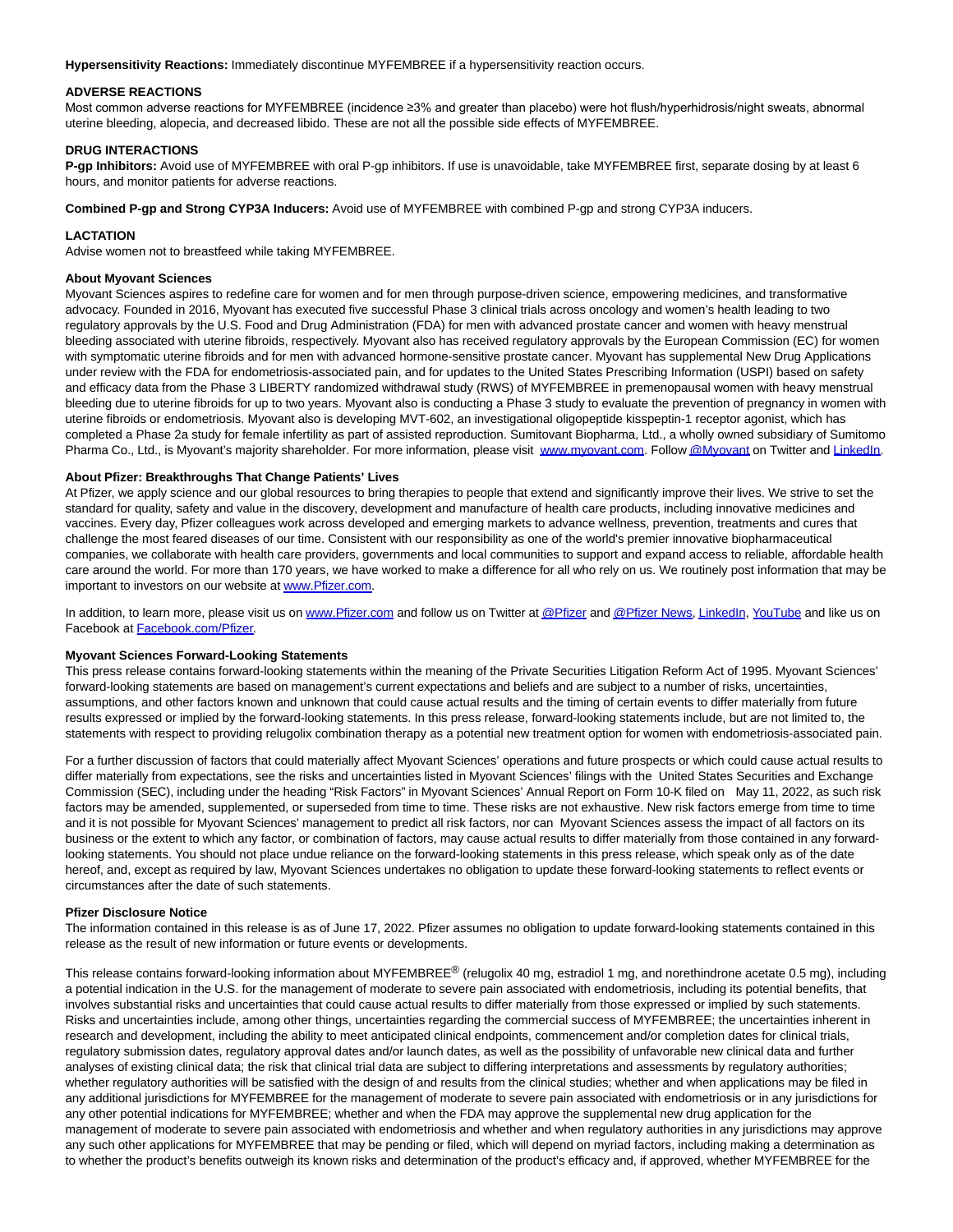**Hypersensitivity Reactions:** Immediately discontinue MYFEMBREE if a hypersensitivity reaction occurs.

**ADVERSE REACTIONS**

Most common adverse reactions for MYFEMBREE (incidence ≥3% and greater than placebo) were hot flush/hyperhidrosis/night sweats, abnormal uterine bleeding, alopecia, and decreased libido. These are not all the possible side effects of MYFEMBREE.

**DRUG INTERACTIONS**

**P-gp Inhibitors:** Avoid use of MYFEMBREE with oral P-gp inhibitors. If use is unavoidable, take MYFEMBREE first, separate dosing by at least 6 hours, and monitor patients for adverse reactions.

**Combined P-gp and Strong CYP3A Inducers:** Avoid use of MYFEMBREE with combined P-gp and strong CYP3A inducers.

**LACTATION**

Advise women not to breastfeed while taking MYFEMBREE.

**About Myovant Sciences**

Myovant Sciences aspires to redefine care for women and for men through purpose-driven science, empowering medicines, and transformative advocacy. Founded in 2016, Myovant has executed five successful Phase 3 clinical trials across oncology and women's health leading to two regulatory approvals by the U.S. Food and Drug Administration (FDA) for men with advanced prostate cancer and women with heavy menstrual bleeding associated with uterine fibroids, respectively. Myovant also has received regulatory approvals by the European Commission (EC) for women with symptomatic uterine fibroids and for men with advanced hormone-sensitive prostate cancer. Myovant has supplemental New Drug Applications under review with the FDA for endometriosis-associated pain, and for updates to the United States Prescribing Information (USPI) based on safety and efficacy data from the Phase 3 LIBERTY randomized withdrawal study (RWS) of MYFEMBREE in premenopausal women with heavy menstrual bleeding due to uterine fibroids for up to two years. Myovant also is conducting a Phase 3 study to evaluate the prevention of pregnancy in women with uterine fibroids or endometriosis. Myovant also is developing MVT-602, an investigational oligopeptide kisspeptin-1 receptor agonist, which has completed a Phase 2a study for female infertility as part of assisted reproduction. Sumitovant Biopharma, Ltd., a wholly owned subsidiary of Sumitomo Pharma Co., Ltd., is Myovant's majority shareholder. For more information, please visit www.myovant.com. Follow @Myovant on Twitter and LinkedIn.

**About Pfizer: Breakthroughs That Change Patients' Lives**

At Pfizer, we apply science and our global resources to bring therapies to people that extend and significantly improve their lives. We strive to set the standard for quality, safety and value in the discovery, development and manufacture of health care products, including innovative medicines and vaccines. Every day, Pfizer colleagues work across developed and emerging markets to advance wellness, prevention, treatments and cures that challenge the most feared diseases of our time. Consistent with our responsibility as one of the world's premier innovative biopharmaceutical companies, we collaborate with health care providers, governments and local communities to support and expand access to reliable, affordable health care around the world. For more than 170 years, we have worked to make a difference for all who rely on us. We routinely post information that may be important to investors on our website at www.Pfizer.com.

In addition, to learn more, please visit us on www.Pfizer.com and follow us on Twitter at @Pfizer and @Pfizer News, LinkedIn, YouTube and like us on Facebook at Facebook.com/Pfizer.

**Myovant Sciences Forward-Looking Statements**

This press release contains forward-looking statements within the meaning of the Private Securities Litigation Reform Act of 1995. Myovant Sciences' forward-looking statements are based on management's current expectations and beliefs and are subject to a number of risks, uncertainties, assumptions, and other factors known and unknown that could cause actual results and the timing of certain events to differ materially from future results expressed or implied by the forward-looking statements. In this press release, forward-looking statements include, but are not limited to, the statements with respect to providing relugolix combination therapy as a potential new treatment option for women with endometriosis-associated pain.

For a further discussion of factors that could materially affect Myovant Sciences' operations and future prospects or which could cause actual results to differ materially from expectations, see the risks and uncertainties listed in Myovant Sciences' filings with the United States Securities and Exchange Commission (SEC), including under the heading "Risk Factors" in Myovant Sciences' Annual Report on Form 10-K filed on May 11, 2022, as such risk factors may be amended, supplemented, or superseded from time to time. These risks are not exhaustive. New risk factors emerge from time to time and it is not possible for Myovant Sciences' management to predict all risk factors, nor can Myovant Sciences assess the impact of all factors on its business or the extent to which any factor, or combination of factors, may cause actual results to differ materially from those contained in any forward-looking statements. You should not place undue reliance on the forward-looking statements in this press release, which speak only as of the date hereof, and, except as required by law, Myovant Sciences undertakes no obligation to update these forward-looking statements to reflect events or circumstances after the date of such statements.

**Pfizer Disclosure Notice**

The information contained in this release is as of June 17, 2022. Pfizer assumes no obligation to update forward-looking statements contained in this release as the result of new information or future events or developments.

This release contains forward-looking information about MYFEMBREE® (relugolix 40 mg, estradiol 1 mg, and norethindrone acetate 0.5 mg), including a potential indication in the U.S. for the management of moderate to severe pain associated with endometriosis, including its potential benefits, that involves substantial risks and uncertainties that could cause actual results to differ materially from those expressed or implied by such statements. Risks and uncertainties include, among other things, uncertainties regarding the commercial success of MYFEMBREE; the uncertainties inherent in research and development, including the ability to meet anticipated clinical endpoints, commencement and/or completion dates for clinical trials, regulatory submission dates, regulatory approval dates and/or launch dates, as well as the possibility of unfavorable new clinical data and further analyses of existing clinical data; the risk that clinical trial data are subject to differing interpretations and assessments by regulatory authorities; whether regulatory authorities will be satisfied with the design of and results from the clinical studies; whether and when applications may be filed in any additional jurisdictions for MYFEMBREE for the management of moderate to severe pain associated with endometriosis or in any jurisdictions for any other potential indications for MYFEMBREE; whether and when the FDA may approve the supplemental new drug application for the management of moderate to severe pain associated with endometriosis and whether and when regulatory authorities in any jurisdictions may approve any such other applications for MYFEMBREE that may be pending or filed, which will depend on myriad factors, including making a determination as to whether the product's benefits outweigh its known risks and determination of the product's efficacy and, if approved, whether MYFEMBREE for the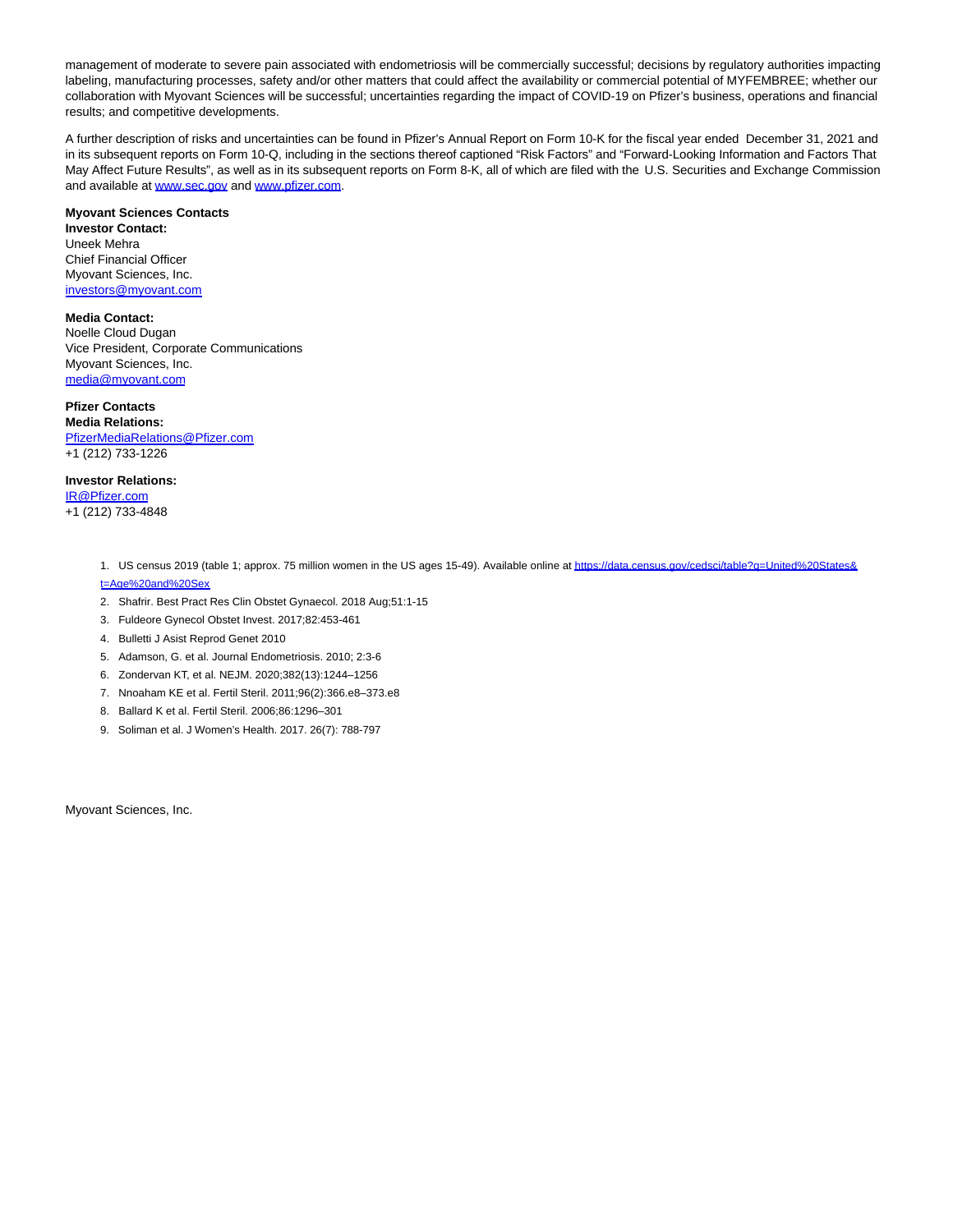management of moderate to severe pain associated with endometriosis will be commercially successful; decisions by regulatory authorities impacting labeling, manufacturing processes, safety and/or other matters that could affect the availability or commercial potential of MYFEMBREE; whether our collaboration with Myovant Sciences will be successful; uncertainties regarding the impact of COVID-19 on Pfizer's business, operations and financial results; and competitive developments.

A further description of risks and uncertainties can be found in Pfizer's Annual Report on Form 10-K for the fiscal year ended December 31, 2021 and in its subsequent reports on Form 10-Q, including in the sections thereof captioned "Risk Factors" and "Forward-Looking Information and Factors That May Affect Future Results", as well as in its subsequent reports on Form 8-K, all of which are filed with the U.S. Securities and Exchange Commission and available at www.sec.gov and www.pfizer.com.

**Myovant Sciences Contacts**
**Investor Contact:**
Uneek Mehra
Chief Financial Officer
Myovant Sciences, Inc.
investors@myovant.com

**Media Contact:**
Noelle Cloud Dugan
Vice President, Corporate Communications
Myovant Sciences, Inc.
media@myovant.com

**Pfizer Contacts**
**Media Relations:**
PfizerMediaRelations@Pfizer.com
+1 (212) 733-1226

**Investor Relations:**
IR@Pfizer.com
+1 (212) 733-4848

1. US census 2019 (table 1; approx. 75 million women in the US ages 15-49). Available online at https://data.census.gov/cedsci/table?q=United%20States&t=Age%20and%20Sex
2. Shafrir. Best Pract Res Clin Obstet Gynaecol. 2018 Aug;51:1-15
3. Fuldeore Gynecol Obstet Invest. 2017;82:453-461
4. Bulletti J Asist Reprod Genet 2010
5. Adamson, G. et al. Journal Endometriosis. 2010; 2:3-6
6. Zondervan KT, et al. NEJM. 2020;382(13):1244–1256
7. Nnoaham KE et al. Fertil Steril. 2011;96(2):366.e8–373.e8
8. Ballard K et al. Fertil Steril. 2006;86:1296–301
9. Soliman et al. J Women's Health. 2017. 26(7): 788-797

Myovant Sciences, Inc.